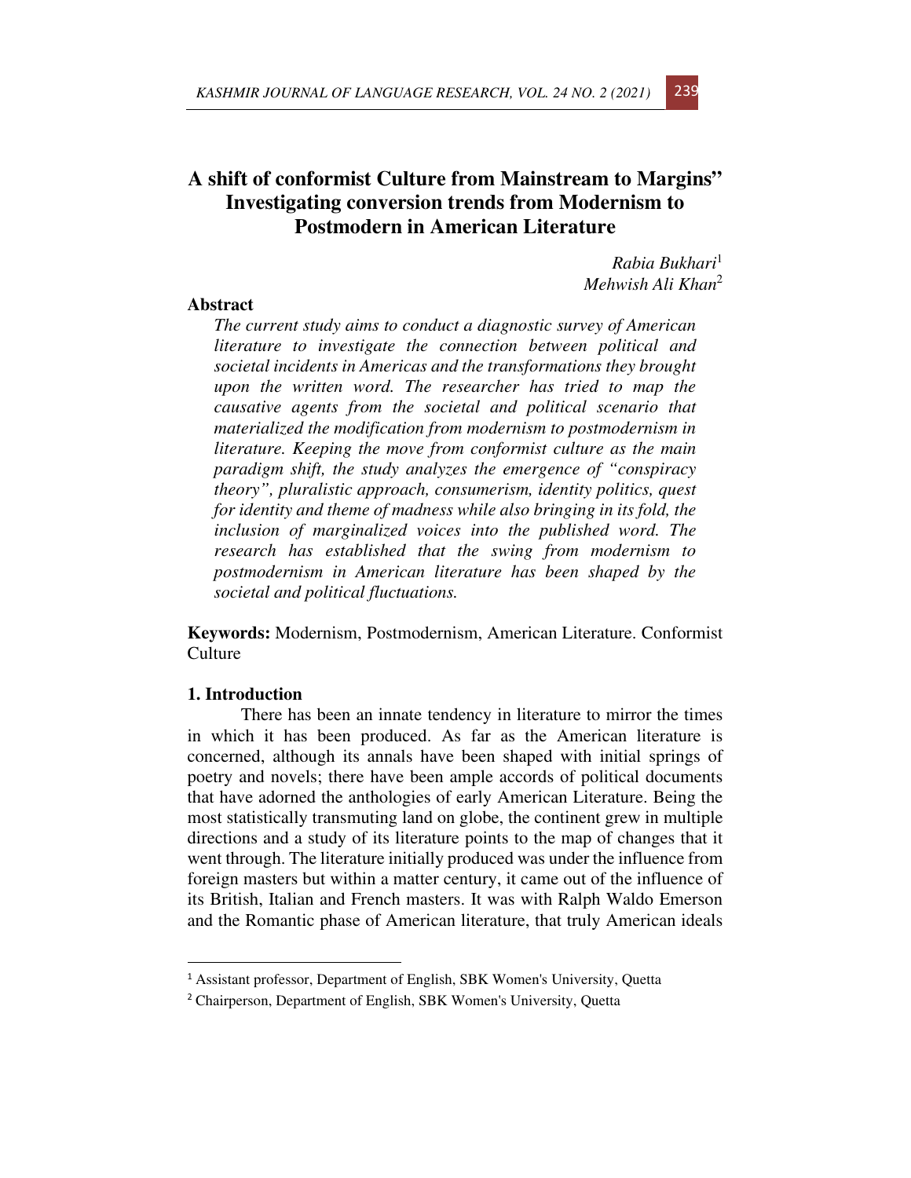# A shift of conformist Culture from Mainstream to Margins" Investigating conversion trends from Modernism to Postmodern in American Literature

*Rabia Bukhari*[1]
*Mehwish Ali Khan*[2]

## Abstract

*The current study aims to conduct a diagnostic survey of American literature to investigate the connection between political and societal incidents in Americas and the transformations they brought upon the written word. The researcher has tried to map the causative agents from the societal and political scenario that materialized the modification from modernism to postmodernism in literature. Keeping the move from conformist culture as the main paradigm shift, the study analyzes the emergence of "conspiracy theory", pluralistic approach, consumerism, identity politics, quest for identity and theme of madness while also bringing in its fold, the inclusion of marginalized voices into the published word. The research has established that the swing from modernism to postmodernism in American literature has been shaped by the societal and political fluctuations.*

**Keywords:** Modernism, Postmodernism, American Literature. Conformist Culture

## 1. Introduction

There has been an innate tendency in literature to mirror the times in which it has been produced. As far as the American literature is concerned, although its annals have been shaped with initial springs of poetry and novels; there have been ample accords of political documents that have adorned the anthologies of early American Literature. Being the most statistically transmuting land on globe, the continent grew in multiple directions and a study of its literature points to the map of changes that it went through. The literature initially produced was under the influence from foreign masters but within a matter century, it came out of the influence of its British, Italian and French masters. It was with Ralph Waldo Emerson and the Romantic phase of American literature, that truly American ideals

---

[1] Assistant professor, Department of English, SBK Women's University, Quetta

[2] Chairperson, Department of English, SBK Women's University, Quetta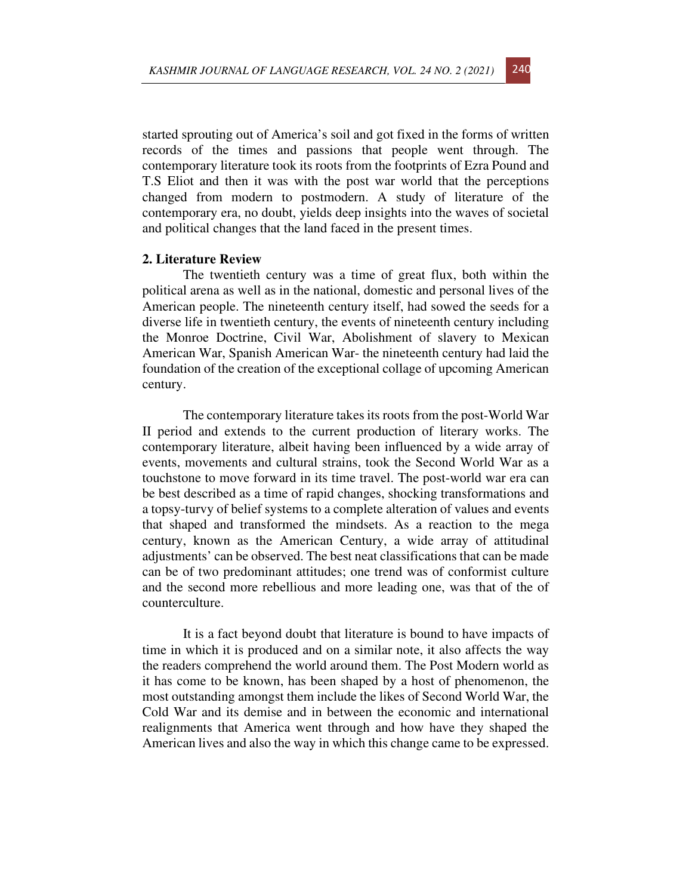started sprouting out of America's soil and got fixed in the forms of written records of the times and passions that people went through. The contemporary literature took its roots from the footprints of Ezra Pound and T.S Eliot and then it was with the post war world that the perceptions changed from modern to postmodern. A study of literature of the contemporary era, no doubt, yields deep insights into the waves of societal and political changes that the land faced in the present times.

## 2. Literature Review

The twentieth century was a time of great flux, both within the political arena as well as in the national, domestic and personal lives of the American people. The nineteenth century itself, had sowed the seeds for a diverse life in twentieth century, the events of nineteenth century including the Monroe Doctrine, Civil War, Abolishment of slavery to Mexican American War, Spanish American War- the nineteenth century had laid the foundation of the creation of the exceptional collage of upcoming American century.

The contemporary literature takes its roots from the post-World War II period and extends to the current production of literary works. The contemporary literature, albeit having been influenced by a wide array of events, movements and cultural strains, took the Second World War as a touchstone to move forward in its time travel. The post-world war era can be best described as a time of rapid changes, shocking transformations and a topsy-turvy of belief systems to a complete alteration of values and events that shaped and transformed the mindsets. As a reaction to the mega century, known as the American Century, a wide array of attitudinal adjustments' can be observed. The best neat classifications that can be made can be of two predominant attitudes; one trend was of conformist culture and the second more rebellious and more leading one, was that of the of counterculture.

It is a fact beyond doubt that literature is bound to have impacts of time in which it is produced and on a similar note, it also affects the way the readers comprehend the world around them. The Post Modern world as it has come to be known, has been shaped by a host of phenomenon, the most outstanding amongst them include the likes of Second World War, the Cold War and its demise and in between the economic and international realignments that America went through and how have they shaped the American lives and also the way in which this change came to be expressed.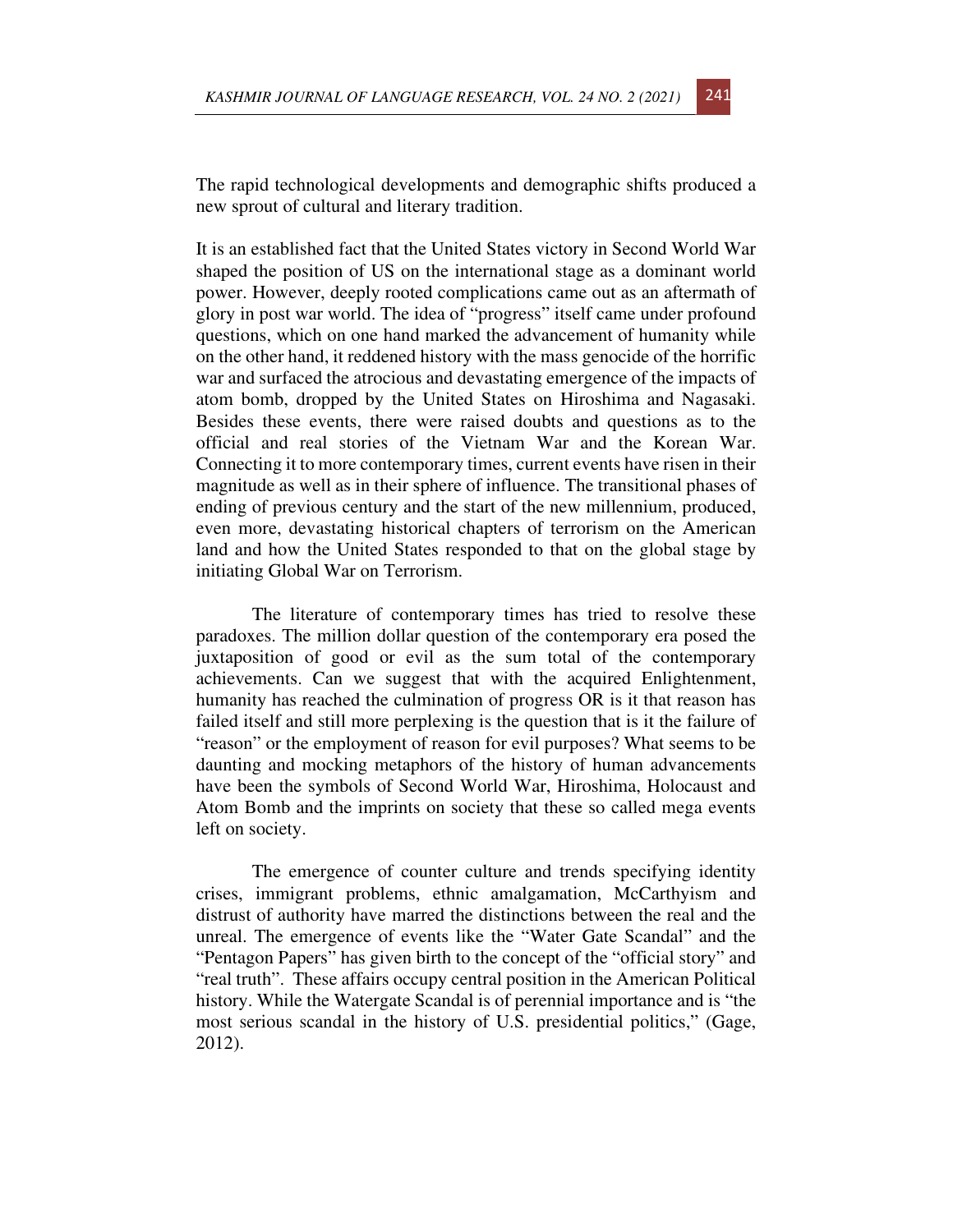The rapid technological developments and demographic shifts produced a new sprout of cultural and literary tradition.

It is an established fact that the United States victory in Second World War shaped the position of US on the international stage as a dominant world power. However, deeply rooted complications came out as an aftermath of glory in post war world. The idea of "progress" itself came under profound questions, which on one hand marked the advancement of humanity while on the other hand, it reddened history with the mass genocide of the horrific war and surfaced the atrocious and devastating emergence of the impacts of atom bomb, dropped by the United States on Hiroshima and Nagasaki. Besides these events, there were raised doubts and questions as to the official and real stories of the Vietnam War and the Korean War. Connecting it to more contemporary times, current events have risen in their magnitude as well as in their sphere of influence. The transitional phases of ending of previous century and the start of the new millennium, produced, even more, devastating historical chapters of terrorism on the American land and how the United States responded to that on the global stage by initiating Global War on Terrorism.

The literature of contemporary times has tried to resolve these paradoxes. The million dollar question of the contemporary era posed the juxtaposition of good or evil as the sum total of the contemporary achievements. Can we suggest that with the acquired Enlightenment, humanity has reached the culmination of progress OR is it that reason has failed itself and still more perplexing is the question that is it the failure of "reason" or the employment of reason for evil purposes? What seems to be daunting and mocking metaphors of the history of human advancements have been the symbols of Second World War, Hiroshima, Holocaust and Atom Bomb and the imprints on society that these so called mega events left on society.

The emergence of counter culture and trends specifying identity crises, immigrant problems, ethnic amalgamation, McCarthyism and distrust of authority have marred the distinctions between the real and the unreal. The emergence of events like the "Water Gate Scandal" and the "Pentagon Papers" has given birth to the concept of the "official story" and "real truth". These affairs occupy central position in the American Political history. While the Watergate Scandal is of perennial importance and is "the most serious scandal in the history of U.S. presidential politics," (Gage, 2012).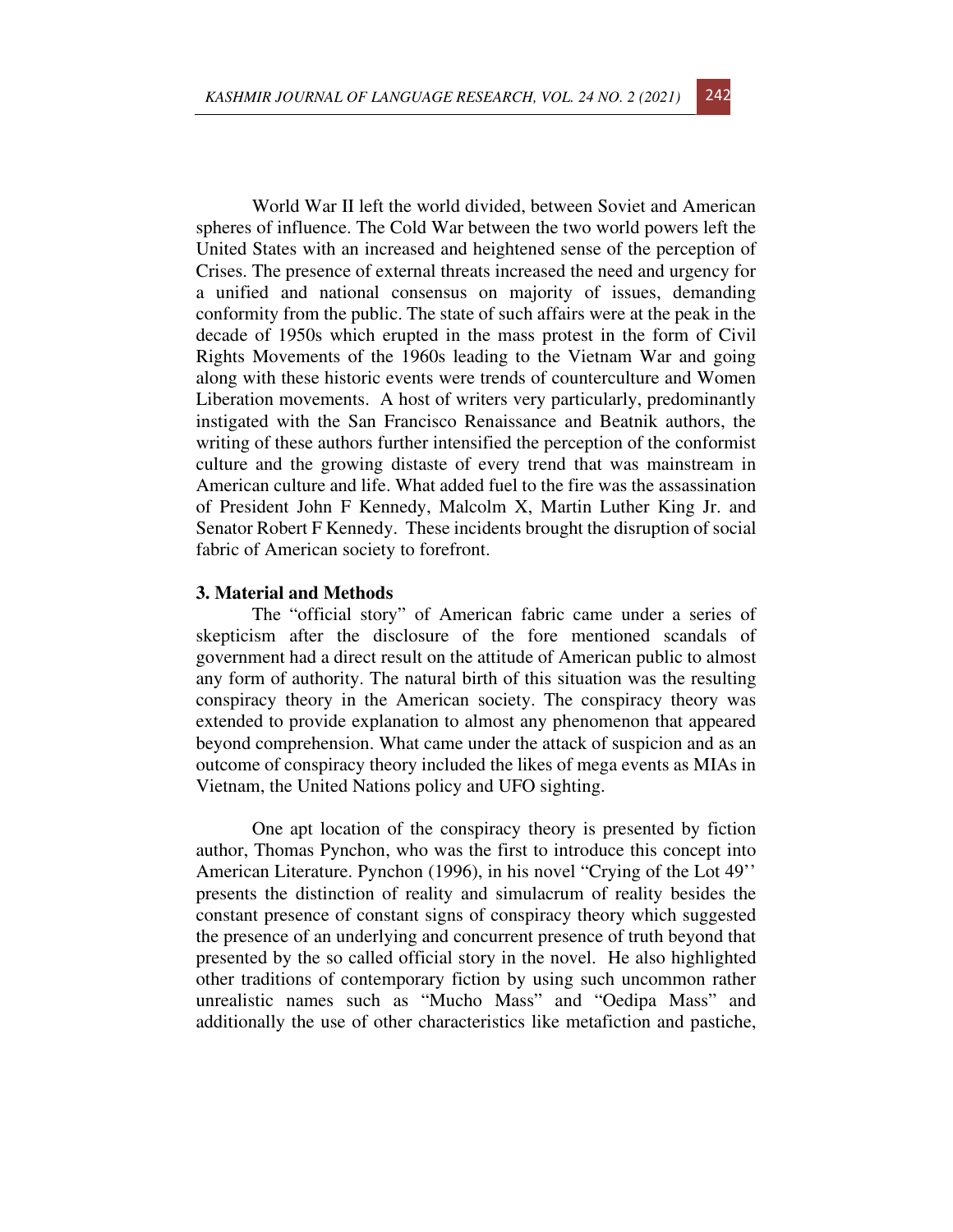World War II left the world divided, between Soviet and American spheres of influence. The Cold War between the two world powers left the United States with an increased and heightened sense of the perception of Crises. The presence of external threats increased the need and urgency for a unified and national consensus on majority of issues, demanding conformity from the public. The state of such affairs were at the peak in the decade of 1950s which erupted in the mass protest in the form of Civil Rights Movements of the 1960s leading to the Vietnam War and going along with these historic events were trends of counterculture and Women Liberation movements. A host of writers very particularly, predominantly instigated with the San Francisco Renaissance and Beatnik authors, the writing of these authors further intensified the perception of the conformist culture and the growing distaste of every trend that was mainstream in American culture and life. What added fuel to the fire was the assassination of President John F Kennedy, Malcolm X, Martin Luther King Jr. and Senator Robert F Kennedy. These incidents brought the disruption of social fabric of American society to forefront.

## 3. Material and Methods

The "official story" of American fabric came under a series of skepticism after the disclosure of the fore mentioned scandals of government had a direct result on the attitude of American public to almost any form of authority. The natural birth of this situation was the resulting conspiracy theory in the American society. The conspiracy theory was extended to provide explanation to almost any phenomenon that appeared beyond comprehension. What came under the attack of suspicion and as an outcome of conspiracy theory included the likes of mega events as MIAs in Vietnam, the United Nations policy and UFO sighting.

One apt location of the conspiracy theory is presented by fiction author, Thomas Pynchon, who was the first to introduce this concept into American Literature. Pynchon (1996), in his novel "Crying of the Lot 49'' presents the distinction of reality and simulacrum of reality besides the constant presence of constant signs of conspiracy theory which suggested the presence of an underlying and concurrent presence of truth beyond that presented by the so called official story in the novel. He also highlighted other traditions of contemporary fiction by using such uncommon rather unrealistic names such as "Mucho Mass" and "Oedipa Mass" and additionally the use of other characteristics like metafiction and pastiche,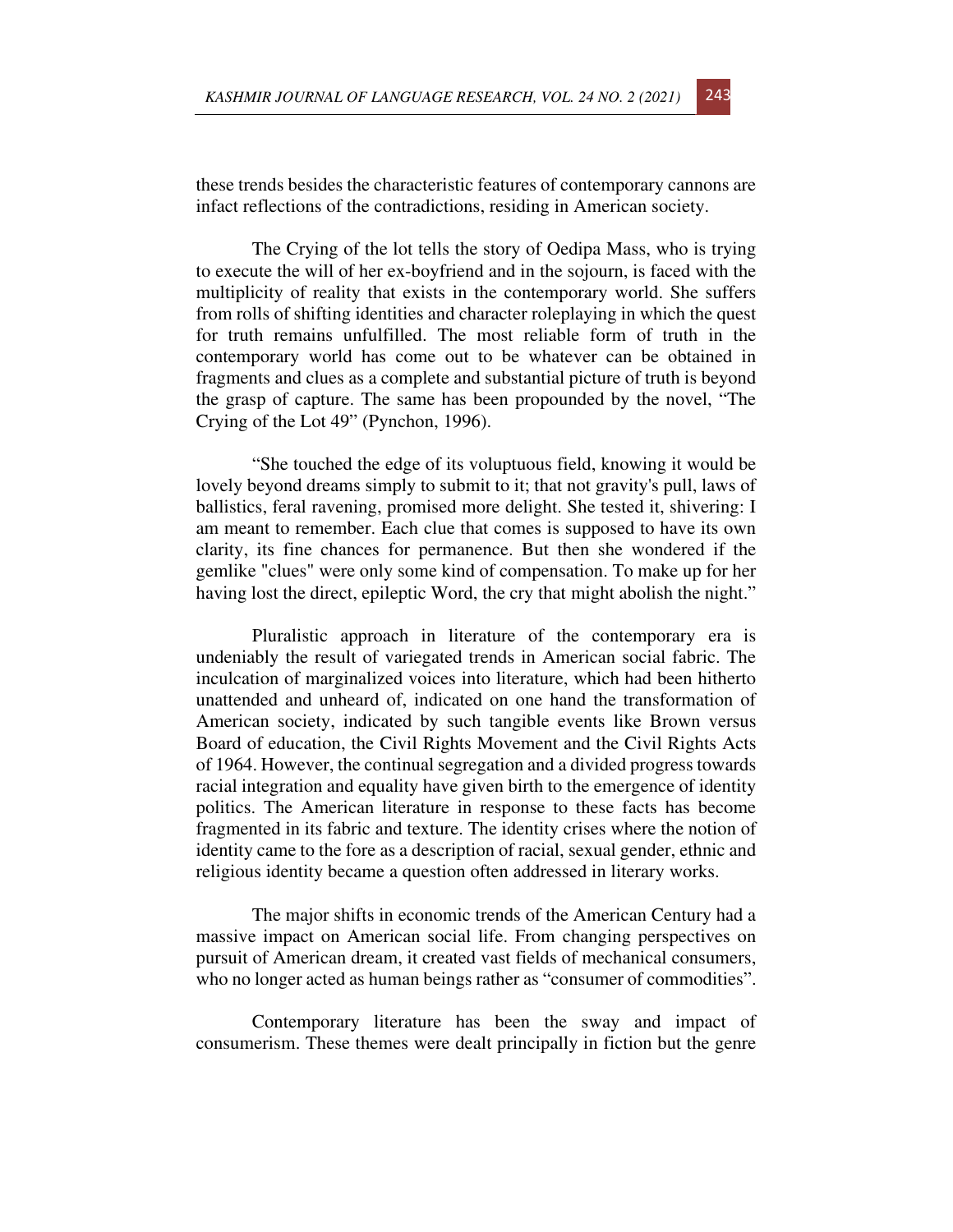these trends besides the characteristic features of contemporary cannons are infact reflections of the contradictions, residing in American society.

The Crying of the lot tells the story of Oedipa Mass, who is trying to execute the will of her ex-boyfriend and in the sojourn, is faced with the multiplicity of reality that exists in the contemporary world. She suffers from rolls of shifting identities and character roleplaying in which the quest for truth remains unfulfilled. The most reliable form of truth in the contemporary world has come out to be whatever can be obtained in fragments and clues as a complete and substantial picture of truth is beyond the grasp of capture. The same has been propounded by the novel, "The Crying of the Lot 49" (Pynchon, 1996).

"She touched the edge of its voluptuous field, knowing it would be lovely beyond dreams simply to submit to it; that not gravity's pull, laws of ballistics, feral ravening, promised more delight. She tested it, shivering: I am meant to remember. Each clue that comes is supposed to have its own clarity, its fine chances for permanence. But then she wondered if the gemlike "clues" were only some kind of compensation. To make up for her having lost the direct, epileptic Word, the cry that might abolish the night."

Pluralistic approach in literature of the contemporary era is undeniably the result of variegated trends in American social fabric. The inculcation of marginalized voices into literature, which had been hitherto unattended and unheard of, indicated on one hand the transformation of American society, indicated by such tangible events like Brown versus Board of education, the Civil Rights Movement and the Civil Rights Acts of 1964. However, the continual segregation and a divided progress towards racial integration and equality have given birth to the emergence of identity politics. The American literature in response to these facts has become fragmented in its fabric and texture. The identity crises where the notion of identity came to the fore as a description of racial, sexual gender, ethnic and religious identity became a question often addressed in literary works.

The major shifts in economic trends of the American Century had a massive impact on American social life. From changing perspectives on pursuit of American dream, it created vast fields of mechanical consumers, who no longer acted as human beings rather as "consumer of commodities".

Contemporary literature has been the sway and impact of consumerism. These themes were dealt principally in fiction but the genre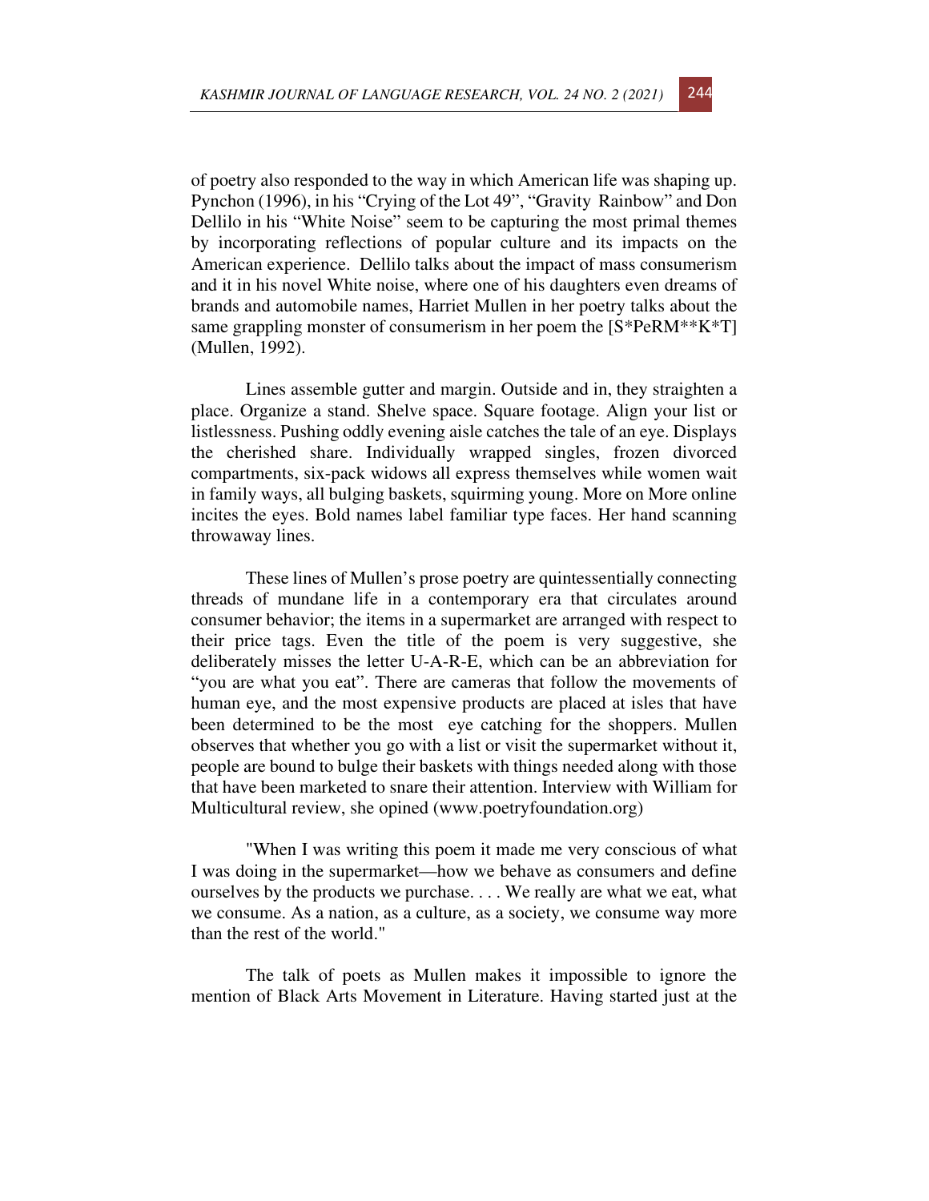of poetry also responded to the way in which American life was shaping up. Pynchon (1996), in his "Crying of the Lot 49", "Gravity Rainbow" and Don Dellilo in his "White Noise" seem to be capturing the most primal themes by incorporating reflections of popular culture and its impacts on the American experience. Dellilo talks about the impact of mass consumerism and it in his novel White noise, where one of his daughters even dreams of brands and automobile names, Harriet Mullen in her poetry talks about the same grappling monster of consumerism in her poem the [S*PeRM**K*T] (Mullen, 1992).

Lines assemble gutter and margin. Outside and in, they straighten a place. Organize a stand. Shelve space. Square footage. Align your list or listlessness. Pushing oddly evening aisle catches the tale of an eye. Displays the cherished share. Individually wrapped singles, frozen divorced compartments, six-pack widows all express themselves while women wait in family ways, all bulging baskets, squirming young. More on More online incites the eyes. Bold names label familiar type faces. Her hand scanning throwaway lines.

These lines of Mullen's prose poetry are quintessentially connecting threads of mundane life in a contemporary era that circulates around consumer behavior; the items in a supermarket are arranged with respect to their price tags. Even the title of the poem is very suggestive, she deliberately misses the letter U-A-R-E, which can be an abbreviation for "you are what you eat". There are cameras that follow the movements of human eye, and the most expensive products are placed at isles that have been determined to be the most eye catching for the shoppers. Mullen observes that whether you go with a list or visit the supermarket without it, people are bound to bulge their baskets with things needed along with those that have been marketed to snare their attention. Interview with William for Multicultural review, she opined (www.poetryfoundation.org)

"When I was writing this poem it made me very conscious of what I was doing in the supermarket—how we behave as consumers and define ourselves by the products we purchase. . . . We really are what we eat, what we consume. As a nation, as a culture, as a society, we consume way more than the rest of the world."

The talk of poets as Mullen makes it impossible to ignore the mention of Black Arts Movement in Literature. Having started just at the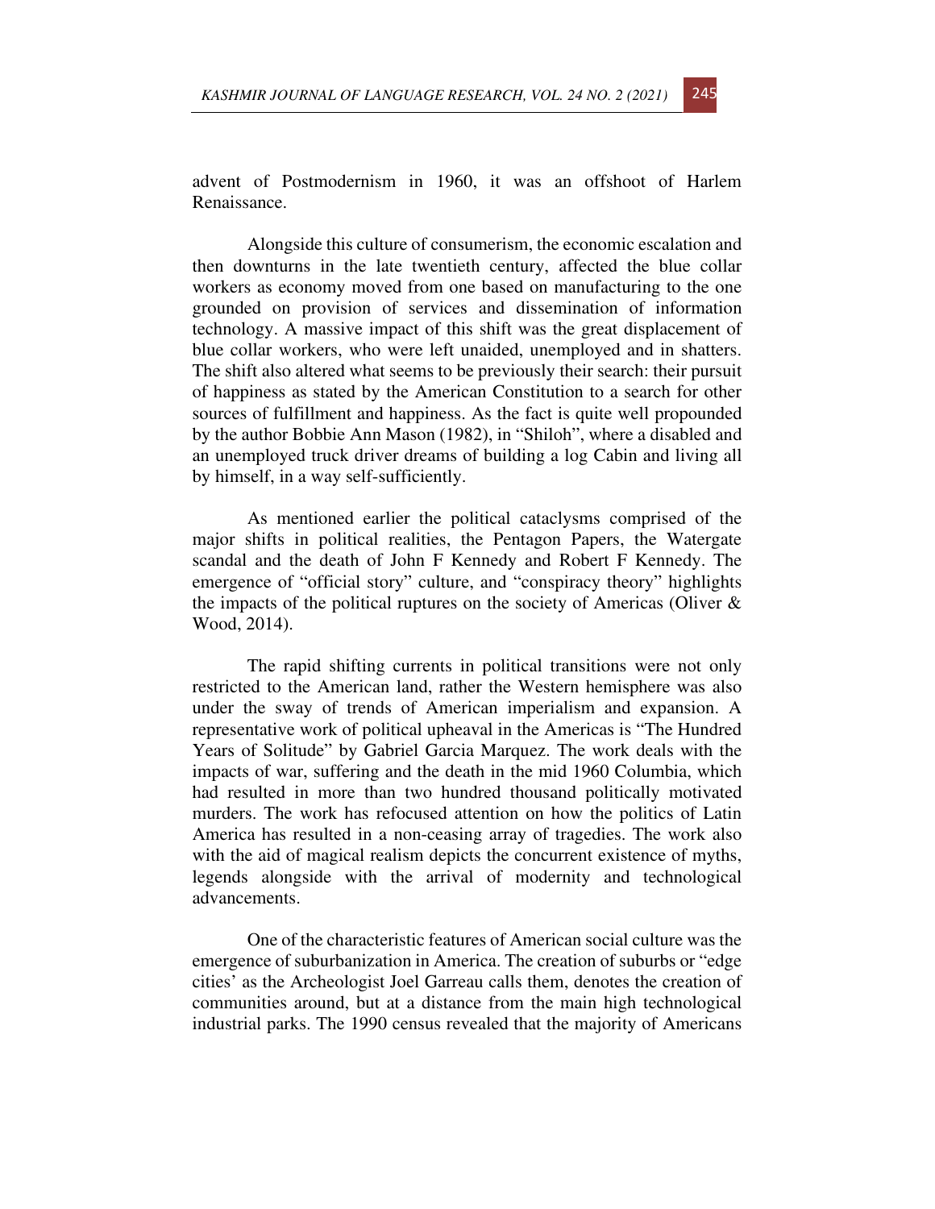advent of Postmodernism in 1960, it was an offshoot of Harlem Renaissance.

Alongside this culture of consumerism, the economic escalation and then downturns in the late twentieth century, affected the blue collar workers as economy moved from one based on manufacturing to the one grounded on provision of services and dissemination of information technology. A massive impact of this shift was the great displacement of blue collar workers, who were left unaided, unemployed and in shatters. The shift also altered what seems to be previously their search: their pursuit of happiness as stated by the American Constitution to a search for other sources of fulfillment and happiness. As the fact is quite well propounded by the author Bobbie Ann Mason (1982), in "Shiloh", where a disabled and an unemployed truck driver dreams of building a log Cabin and living all by himself, in a way self-sufficiently.

As mentioned earlier the political cataclysms comprised of the major shifts in political realities, the Pentagon Papers, the Watergate scandal and the death of John F Kennedy and Robert F Kennedy. The emergence of "official story" culture, and "conspiracy theory" highlights the impacts of the political ruptures on the society of Americas (Oliver & Wood, 2014).

The rapid shifting currents in political transitions were not only restricted to the American land, rather the Western hemisphere was also under the sway of trends of American imperialism and expansion. A representative work of political upheaval in the Americas is "The Hundred Years of Solitude" by Gabriel Garcia Marquez. The work deals with the impacts of war, suffering and the death in the mid 1960 Columbia, which had resulted in more than two hundred thousand politically motivated murders. The work has refocused attention on how the politics of Latin America has resulted in a non-ceasing array of tragedies. The work also with the aid of magical realism depicts the concurrent existence of myths, legends alongside with the arrival of modernity and technological advancements.

One of the characteristic features of American social culture was the emergence of suburbanization in America. The creation of suburbs or "edge cities' as the Archeologist Joel Garreau calls them, denotes the creation of communities around, but at a distance from the main high technological industrial parks. The 1990 census revealed that the majority of Americans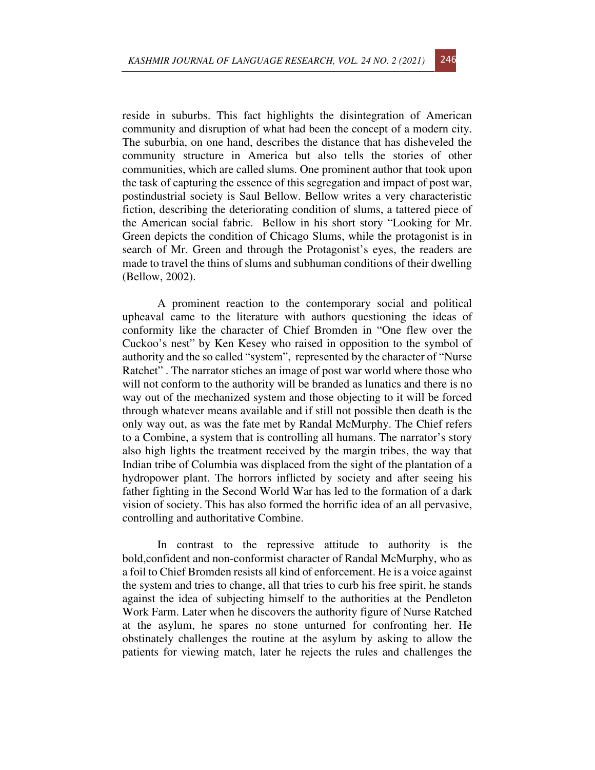reside in suburbs. This fact highlights the disintegration of American community and disruption of what had been the concept of a modern city. The suburbia, on one hand, describes the distance that has disheveled the community structure in America but also tells the stories of other communities, which are called slums. One prominent author that took upon the task of capturing the essence of this segregation and impact of post war, postindustrial society is Saul Bellow. Bellow writes a very characteristic fiction, describing the deteriorating condition of slums, a tattered piece of the American social fabric. Bellow in his short story "Looking for Mr. Green depicts the condition of Chicago Slums, while the protagonist is in search of Mr. Green and through the Protagonist's eyes, the readers are made to travel the thins of slums and subhuman conditions of their dwelling (Bellow, 2002).

A prominent reaction to the contemporary social and political upheaval came to the literature with authors questioning the ideas of conformity like the character of Chief Bromden in "One flew over the Cuckoo's nest" by Ken Kesey who raised in opposition to the symbol of authority and the so called "system", represented by the character of "Nurse Ratchet" . The narrator stiches an image of post war world where those who will not conform to the authority will be branded as lunatics and there is no way out of the mechanized system and those objecting to it will be forced through whatever means available and if still not possible then death is the only way out, as was the fate met by Randal McMurphy. The Chief refers to a Combine, a system that is controlling all humans. The narrator's story also high lights the treatment received by the margin tribes, the way that Indian tribe of Columbia was displaced from the sight of the plantation of a hydropower plant. The horrors inflicted by society and after seeing his father fighting in the Second World War has led to the formation of a dark vision of society. This has also formed the horrific idea of an all pervasive, controlling and authoritative Combine.

In contrast to the repressive attitude to authority is the bold,confident and non-conformist character of Randal McMurphy, who as a foil to Chief Bromden resists all kind of enforcement. He is a voice against the system and tries to change, all that tries to curb his free spirit, he stands against the idea of subjecting himself to the authorities at the Pendleton Work Farm. Later when he discovers the authority figure of Nurse Ratched at the asylum, he spares no stone unturned for confronting her. He obstinately challenges the routine at the asylum by asking to allow the patients for viewing match, later he rejects the rules and challenges the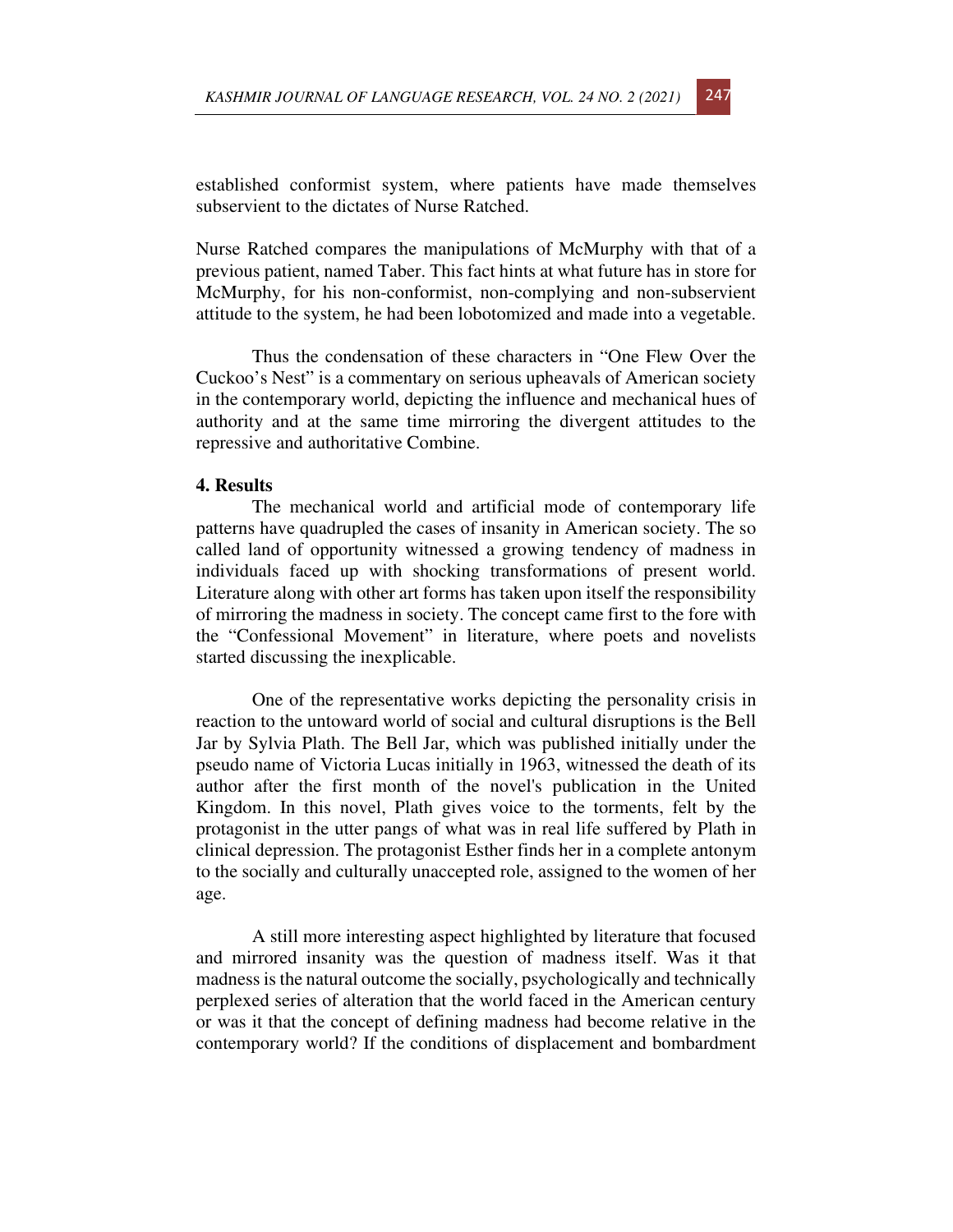established conformist system, where patients have made themselves subservient to the dictates of Nurse Ratched.

Nurse Ratched compares the manipulations of McMurphy with that of a previous patient, named Taber. This fact hints at what future has in store for McMurphy, for his non-conformist, non-complying and non-subservient attitude to the system, he had been lobotomized and made into a vegetable.

Thus the condensation of these characters in "One Flew Over the Cuckoo's Nest" is a commentary on serious upheavals of American society in the contemporary world, depicting the influence and mechanical hues of authority and at the same time mirroring the divergent attitudes to the repressive and authoritative Combine.

**4. Results**

The mechanical world and artificial mode of contemporary life patterns have quadrupled the cases of insanity in American society. The so called land of opportunity witnessed a growing tendency of madness in individuals faced up with shocking transformations of present world. Literature along with other art forms has taken upon itself the responsibility of mirroring the madness in society. The concept came first to the fore with the "Confessional Movement" in literature, where poets and novelists started discussing the inexplicable.

One of the representative works depicting the personality crisis in reaction to the untoward world of social and cultural disruptions is the Bell Jar by Sylvia Plath. The Bell Jar, which was published initially under the pseudo name of Victoria Lucas initially in 1963, witnessed the death of its author after the first month of the novel's publication in the United Kingdom. In this novel, Plath gives voice to the torments, felt by the protagonist in the utter pangs of what was in real life suffered by Plath in clinical depression. The protagonist Esther finds her in a complete antonym to the socially and culturally unaccepted role, assigned to the women of her age.

A still more interesting aspect highlighted by literature that focused and mirrored insanity was the question of madness itself. Was it that madness is the natural outcome the socially, psychologically and technically perplexed series of alteration that the world faced in the American century or was it that the concept of defining madness had become relative in the contemporary world? If the conditions of displacement and bombardment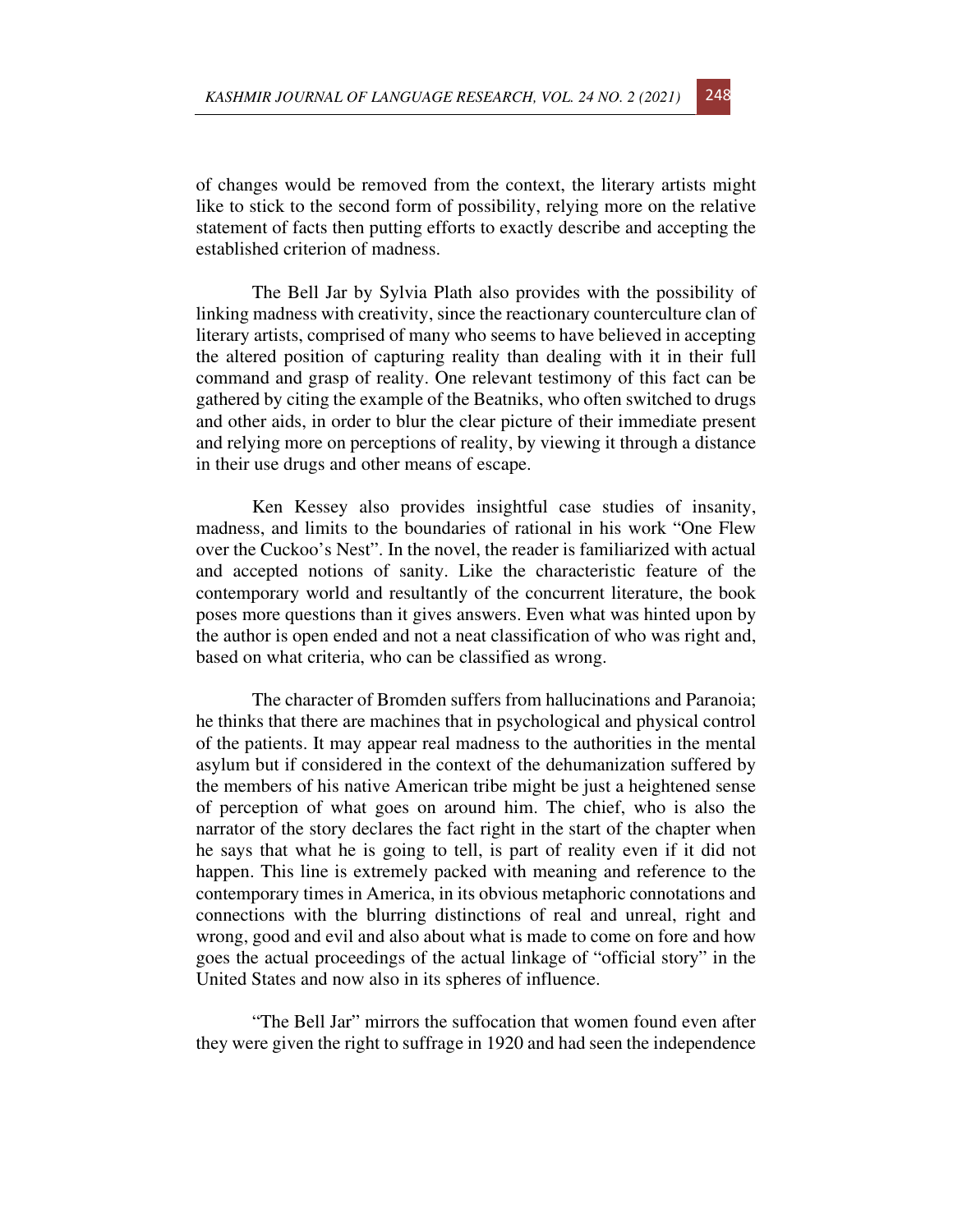of changes would be removed from the context, the literary artists might like to stick to the second form of possibility, relying more on the relative statement of facts then putting efforts to exactly describe and accepting the established criterion of madness.

The Bell Jar by Sylvia Plath also provides with the possibility of linking madness with creativity, since the reactionary counterculture clan of literary artists, comprised of many who seems to have believed in accepting the altered position of capturing reality than dealing with it in their full command and grasp of reality. One relevant testimony of this fact can be gathered by citing the example of the Beatniks, who often switched to drugs and other aids, in order to blur the clear picture of their immediate present and relying more on perceptions of reality, by viewing it through a distance in their use drugs and other means of escape.

Ken Kessey also provides insightful case studies of insanity, madness, and limits to the boundaries of rational in his work "One Flew over the Cuckoo's Nest". In the novel, the reader is familiarized with actual and accepted notions of sanity. Like the characteristic feature of the contemporary world and resultantly of the concurrent literature, the book poses more questions than it gives answers. Even what was hinted upon by the author is open ended and not a neat classification of who was right and, based on what criteria, who can be classified as wrong.

The character of Bromden suffers from hallucinations and Paranoia; he thinks that there are machines that in psychological and physical control of the patients. It may appear real madness to the authorities in the mental asylum but if considered in the context of the dehumanization suffered by the members of his native American tribe might be just a heightened sense of perception of what goes on around him. The chief, who is also the narrator of the story declares the fact right in the start of the chapter when he says that what he is going to tell, is part of reality even if it did not happen. This line is extremely packed with meaning and reference to the contemporary times in America, in its obvious metaphoric connotations and connections with the blurring distinctions of real and unreal, right and wrong, good and evil and also about what is made to come on fore and how goes the actual proceedings of the actual linkage of "official story" in the United States and now also in its spheres of influence.

"The Bell Jar" mirrors the suffocation that women found even after they were given the right to suffrage in 1920 and had seen the independence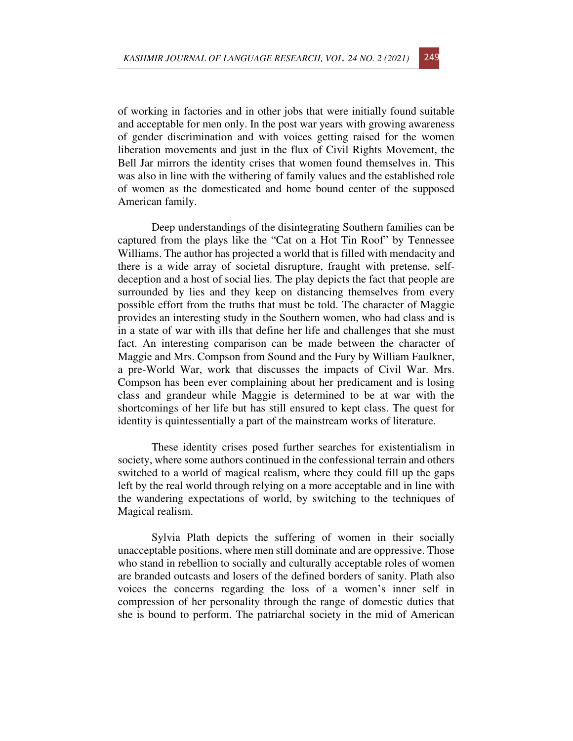of working in factories and in other jobs that were initially found suitable and acceptable for men only. In the post war years with growing awareness of gender discrimination and with voices getting raised for the women liberation movements and just in the flux of Civil Rights Movement, the Bell Jar mirrors the identity crises that women found themselves in. This was also in line with the withering of family values and the established role of women as the domesticated and home bound center of the supposed American family.

Deep understandings of the disintegrating Southern families can be captured from the plays like the "Cat on a Hot Tin Roof" by Tennessee Williams. The author has projected a world that is filled with mendacity and there is a wide array of societal disrupture, fraught with pretense, self-deception and a host of social lies. The play depicts the fact that people are surrounded by lies and they keep on distancing themselves from every possible effort from the truths that must be told. The character of Maggie provides an interesting study in the Southern women, who had class and is in a state of war with ills that define her life and challenges that she must fact. An interesting comparison can be made between the character of Maggie and Mrs. Compson from Sound and the Fury by William Faulkner, a pre-World War, work that discusses the impacts of Civil War. Mrs. Compson has been ever complaining about her predicament and is losing class and grandeur while Maggie is determined to be at war with the shortcomings of her life but has still ensured to kept class. The quest for identity is quintessentially a part of the mainstream works of literature.

These identity crises posed further searches for existentialism in society, where some authors continued in the confessional terrain and others switched to a world of magical realism, where they could fill up the gaps left by the real world through relying on a more acceptable and in line with the wandering expectations of world, by switching to the techniques of Magical realism.

Sylvia Plath depicts the suffering of women in their socially unacceptable positions, where men still dominate and are oppressive. Those who stand in rebellion to socially and culturally acceptable roles of women are branded outcasts and losers of the defined borders of sanity. Plath also voices the concerns regarding the loss of a women's inner self in compression of her personality through the range of domestic duties that she is bound to perform. The patriarchal society in the mid of American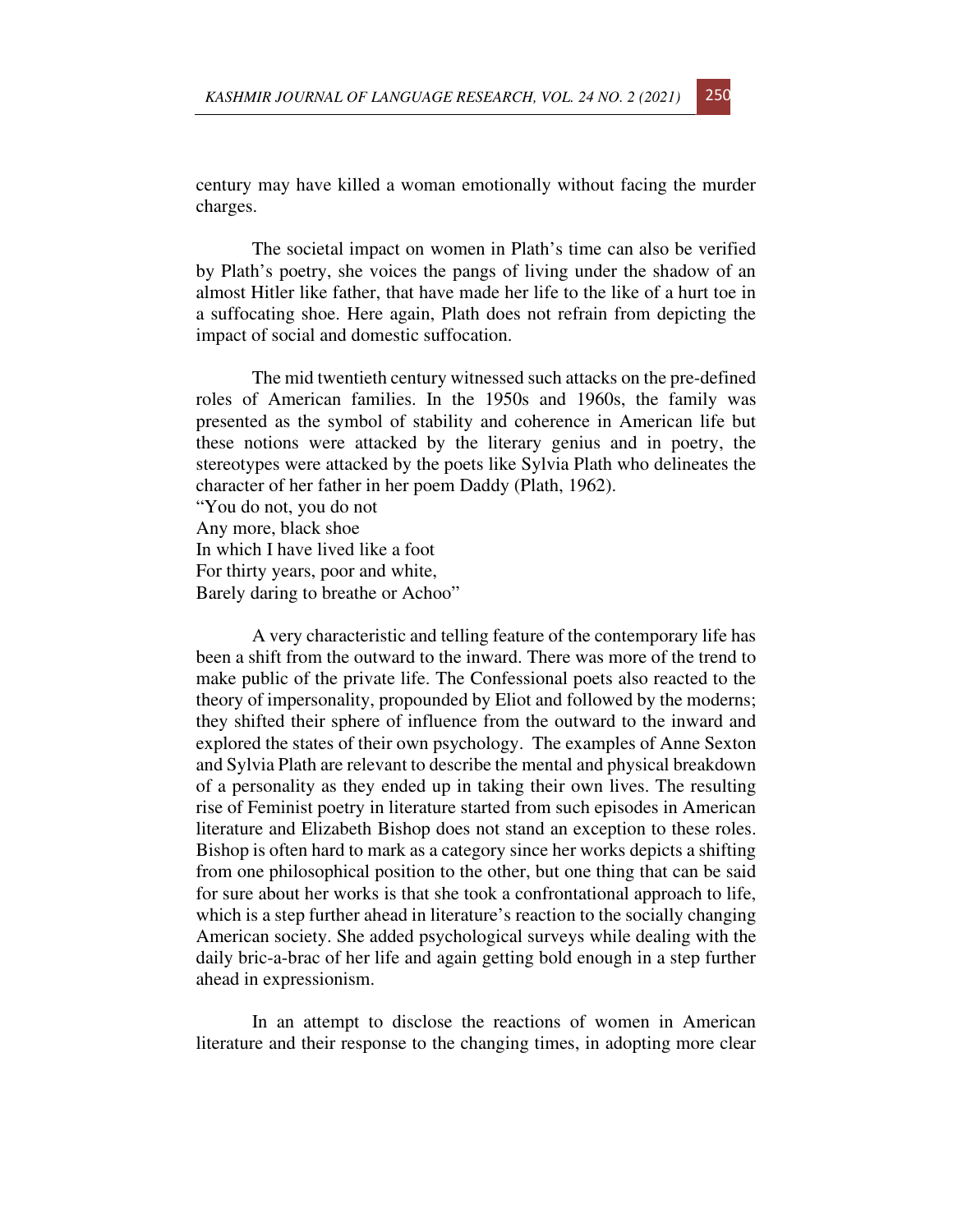century may have killed a woman emotionally without facing the murder charges.

The societal impact on women in Plath's time can also be verified by Plath's poetry, she voices the pangs of living under the shadow of an almost Hitler like father, that have made her life to the like of a hurt toe in a suffocating shoe. Here again, Plath does not refrain from depicting the impact of social and domestic suffocation.

The mid twentieth century witnessed such attacks on the pre-defined roles of American families. In the 1950s and 1960s, the family was presented as the symbol of stability and coherence in American life but these notions were attacked by the literary genius and in poetry, the stereotypes were attacked by the poets like Sylvia Plath who delineates the character of her father in her poem Daddy (Plath, 1962).

"You do not, you do not  
Any more, black shoe  
In which I have lived like a foot  
For thirty years, poor and white,  
Barely daring to breathe or Achoo"

A very characteristic and telling feature of the contemporary life has been a shift from the outward to the inward. There was more of the trend to make public of the private life. The Confessional poets also reacted to the theory of impersonality, propounded by Eliot and followed by the moderns; they shifted their sphere of influence from the outward to the inward and explored the states of their own psychology. The examples of Anne Sexton and Sylvia Plath are relevant to describe the mental and physical breakdown of a personality as they ended up in taking their own lives. The resulting rise of Feminist poetry in literature started from such episodes in American literature and Elizabeth Bishop does not stand an exception to these roles. Bishop is often hard to mark as a category since her works depicts a shifting from one philosophical position to the other, but one thing that can be said for sure about her works is that she took a confrontational approach to life, which is a step further ahead in literature's reaction to the socially changing American society. She added psychological surveys while dealing with the daily bric-a-brac of her life and again getting bold enough in a step further ahead in expressionism.

In an attempt to disclose the reactions of women in American literature and their response to the changing times, in adopting more clear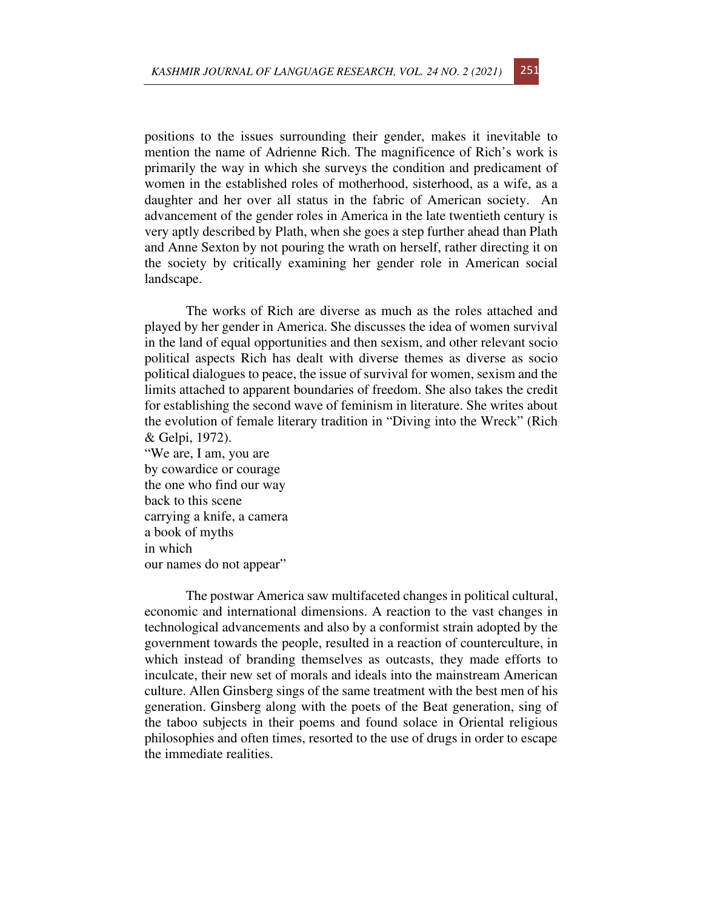positions to the issues surrounding their gender, makes it inevitable to mention the name of Adrienne Rich. The magnificence of Rich's work is primarily the way in which she surveys the condition and predicament of women in the established roles of motherhood, sisterhood, as a wife, as a daughter and her over all status in the fabric of American society. An advancement of the gender roles in America in the late twentieth century is very aptly described by Plath, when she goes a step further ahead than Plath and Anne Sexton by not pouring the wrath on herself, rather directing it on the society by critically examining her gender role in American social landscape.

The works of Rich are diverse as much as the roles attached and played by her gender in America. She discusses the idea of women survival in the land of equal opportunities and then sexism, and other relevant socio political aspects Rich has dealt with diverse themes as diverse as socio political dialogues to peace, the issue of survival for women, sexism and the limits attached to apparent boundaries of freedom. She also takes the credit for establishing the second wave of feminism in literature. She writes about the evolution of female literary tradition in "Diving into the Wreck" (Rich & Gelpi, 1972).

"We are, I am, you are  
by cowardice or courage  
the one who find our way  
back to this scene  
carrying a knife, a camera  
a book of myths  
in which  
our names do not appear"

The postwar America saw multifaceted changes in political cultural, economic and international dimensions. A reaction to the vast changes in technological advancements and also by a conformist strain adopted by the government towards the people, resulted in a reaction of counterculture, in which instead of branding themselves as outcasts, they made efforts to inculcate, their new set of morals and ideals into the mainstream American culture. Allen Ginsberg sings of the same treatment with the best men of his generation. Ginsberg along with the poets of the Beat generation, sing of the taboo subjects in their poems and found solace in Oriental religious philosophies and often times, resorted to the use of drugs in order to escape the immediate realities.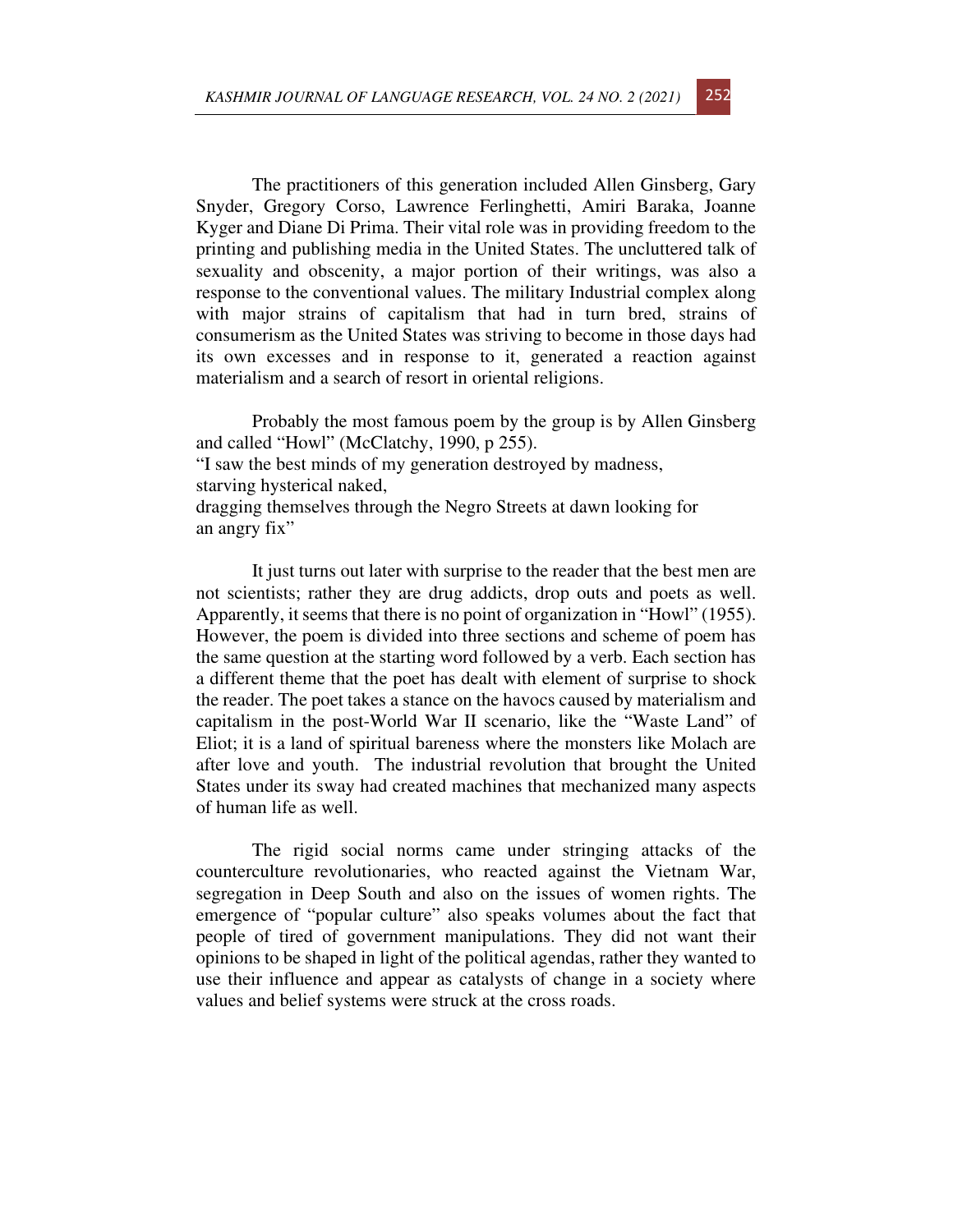The practitioners of this generation included Allen Ginsberg, Gary Snyder, Gregory Corso, Lawrence Ferlinghetti, Amiri Baraka, Joanne Kyger and Diane Di Prima. Their vital role was in providing freedom to the printing and publishing media in the United States. The uncluttered talk of sexuality and obscenity, a major portion of their writings, was also a response to the conventional values. The military Industrial complex along with major strains of capitalism that had in turn bred, strains of consumerism as the United States was striving to become in those days had its own excesses and in response to it, generated a reaction against materialism and a search of resort in oriental religions.

Probably the most famous poem by the group is by Allen Ginsberg and called "Howl" (McClatchy, 1990, p 255).

"I saw the best minds of my generation destroyed by madness,
starving hysterical naked,
dragging themselves through the Negro Streets at dawn looking for
an angry fix"

It just turns out later with surprise to the reader that the best men are not scientists; rather they are drug addicts, drop outs and poets as well. Apparently, it seems that there is no point of organization in "Howl" (1955). However, the poem is divided into three sections and scheme of poem has the same question at the starting word followed by a verb. Each section has a different theme that the poet has dealt with element of surprise to shock the reader. The poet takes a stance on the havocs caused by materialism and capitalism in the post-World War II scenario, like the "Waste Land" of Eliot; it is a land of spiritual bareness where the monsters like Molach are after love and youth. The industrial revolution that brought the United States under its sway had created machines that mechanized many aspects of human life as well.

The rigid social norms came under stringing attacks of the counterculture revolutionaries, who reacted against the Vietnam War, segregation in Deep South and also on the issues of women rights. The emergence of "popular culture" also speaks volumes about the fact that people of tired of government manipulations. They did not want their opinions to be shaped in light of the political agendas, rather they wanted to use their influence and appear as catalysts of change in a society where values and belief systems were struck at the cross roads.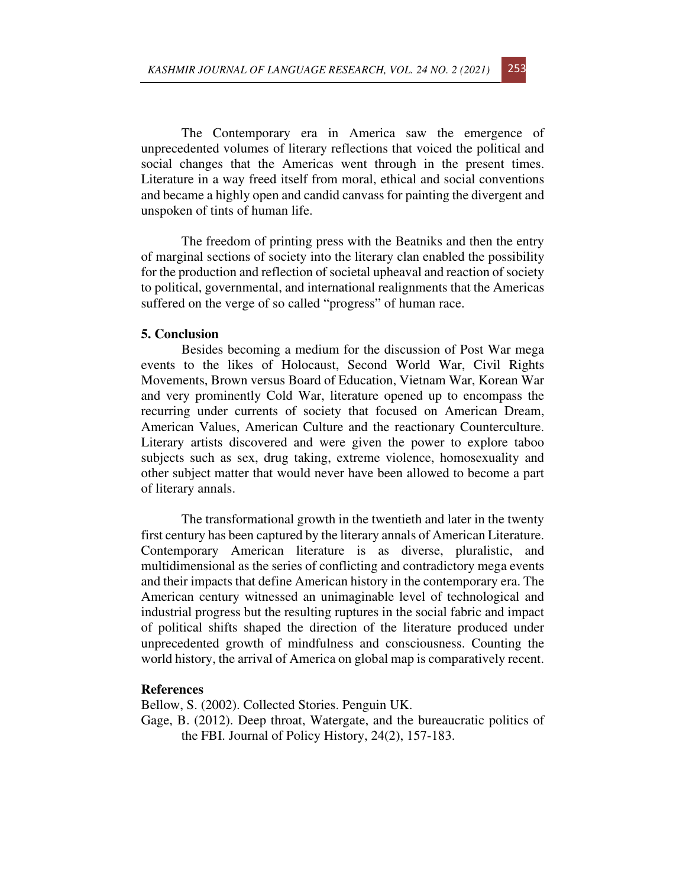The Contemporary era in America saw the emergence of unprecedented volumes of literary reflections that voiced the political and social changes that the Americas went through in the present times. Literature in a way freed itself from moral, ethical and social conventions and became a highly open and candid canvass for painting the divergent and unspoken of tints of human life.

The freedom of printing press with the Beatniks and then the entry of marginal sections of society into the literary clan enabled the possibility for the production and reflection of societal upheaval and reaction of society to political, governmental, and international realignments that the Americas suffered on the verge of so called "progress" of human race.

## 5. Conclusion

Besides becoming a medium for the discussion of Post War mega events to the likes of Holocaust, Second World War, Civil Rights Movements, Brown versus Board of Education, Vietnam War, Korean War and very prominently Cold War, literature opened up to encompass the recurring under currents of society that focused on American Dream, American Values, American Culture and the reactionary Counterculture. Literary artists discovered and were given the power to explore taboo subjects such as sex, drug taking, extreme violence, homosexuality and other subject matter that would never have been allowed to become a part of literary annals.

The transformational growth in the twentieth and later in the twenty first century has been captured by the literary annals of American Literature. Contemporary American literature is as diverse, pluralistic, and multidimensional as the series of conflicting and contradictory mega events and their impacts that define American history in the contemporary era. The American century witnessed an unimaginable level of technological and industrial progress but the resulting ruptures in the social fabric and impact of political shifts shaped the direction of the literature produced under unprecedented growth of mindfulness and consciousness. Counting the world history, the arrival of America on global map is comparatively recent.

## References

Bellow, S. (2002). Collected Stories. Penguin UK.

Gage, B. (2012). Deep throat, Watergate, and the bureaucratic politics of the FBI. Journal of Policy History, 24(2), 157-183.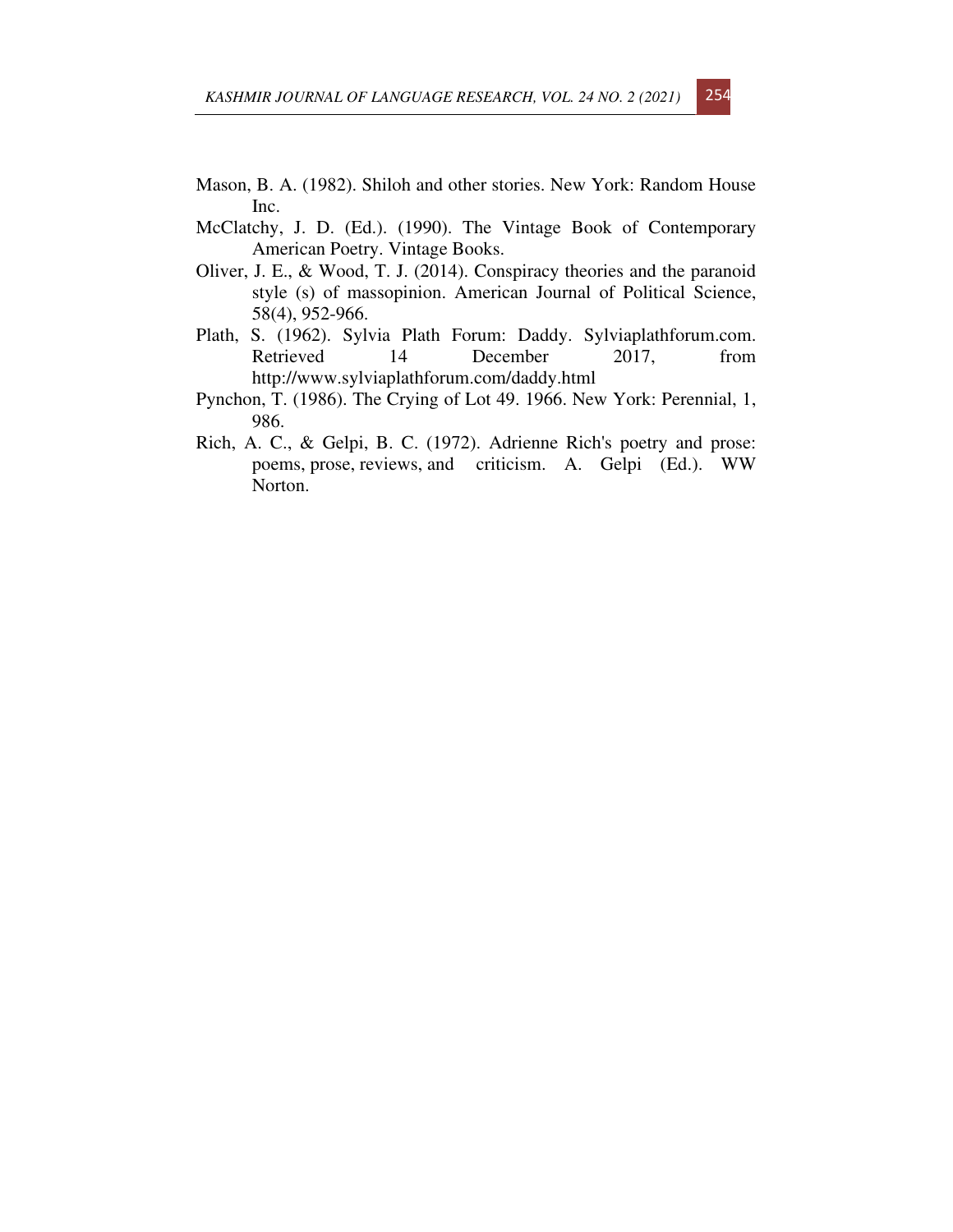Mason, B. A. (1982). Shiloh and other stories. New York: Random House Inc.

McClatchy, J. D. (Ed.). (1990). The Vintage Book of Contemporary American Poetry. Vintage Books.

Oliver, J. E., & Wood, T. J. (2014). Conspiracy theories and the paranoid style (s) of massopinion. American Journal of Political Science, 58(4), 952-966.

Plath, S. (1962). Sylvia Plath Forum: Daddy. Sylviaplathforum.com. Retrieved 14 December 2017, from http://www.sylviaplathforum.com/daddy.html

Pynchon, T. (1986). The Crying of Lot 49. 1966. New York: Perennial, 1, 986.

Rich, A. C., & Gelpi, B. C. (1972). Adrienne Rich's poetry and prose: poems, prose, reviews, and criticism. A. Gelpi (Ed.). WW Norton.